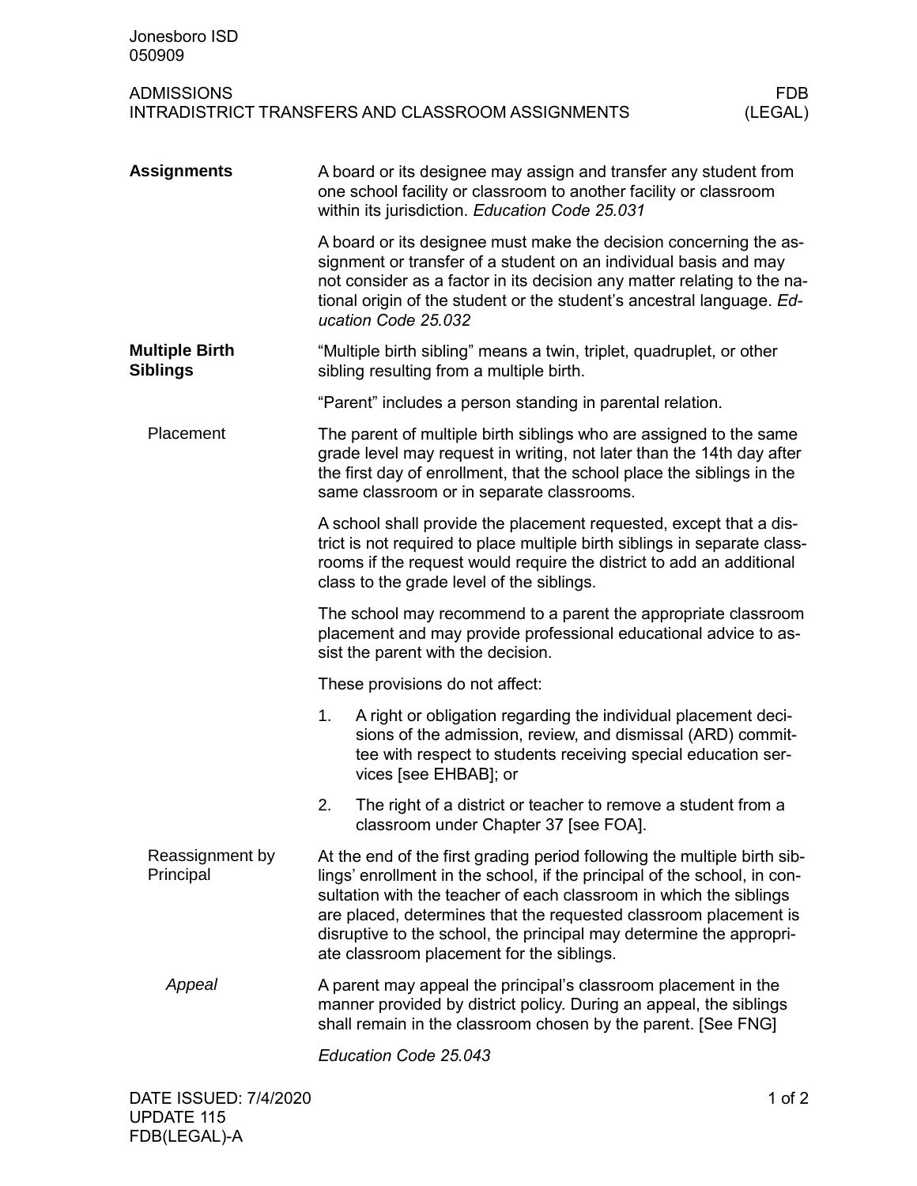# ADMISSIONS
## INTRADISTRICT TRANSFERS AND CLASSROOM ASSIGNMENTS

FDB (LEGAL)

## Assignments

A board or its designee may assign and transfer any student from one school facility or classroom to another facility or classroom within its jurisdiction. *Education Code 25.031*

A board or its designee must make the decision concerning the assignment or transfer of a student on an individual basis and may not consider as a factor in its decision any matter relating to the national origin of the student or the student's ancestral language. *Education Code 25.032*

## Multiple Birth Siblings

"Multiple birth sibling" means a twin, triplet, quadruplet, or other sibling resulting from a multiple birth.

"Parent" includes a person standing in parental relation.

### Placement

The parent of multiple birth siblings who are assigned to the same grade level may request in writing, not later than the 14th day after the first day of enrollment, that the school place the siblings in the same classroom or in separate classrooms.

A school shall provide the placement requested, except that a district is not required to place multiple birth siblings in separate classrooms if the request would require the district to add an additional class to the grade level of the siblings.

The school may recommend to a parent the appropriate classroom placement and may provide professional educational advice to assist the parent with the decision.

These provisions do not affect:

1. A right or obligation regarding the individual placement decisions of the admission, review, and dismissal (ARD) committee with respect to students receiving special education services [see EHBAB]; or
2. The right of a district or teacher to remove a student from a classroom under Chapter 37 [see FOA].

### Reassignment by Principal

At the end of the first grading period following the multiple birth siblings' enrollment in the school, if the principal of the school, in consultation with the teacher of each classroom in which the siblings are placed, determines that the requested classroom placement is disruptive to the school, the principal may determine the appropriate classroom placement for the siblings.

#### *Appeal*

A parent may appeal the principal's classroom placement in the manner provided by district policy. During an appeal, the siblings shall remain in the classroom chosen by the parent. [See FNG]

*Education Code 25.043*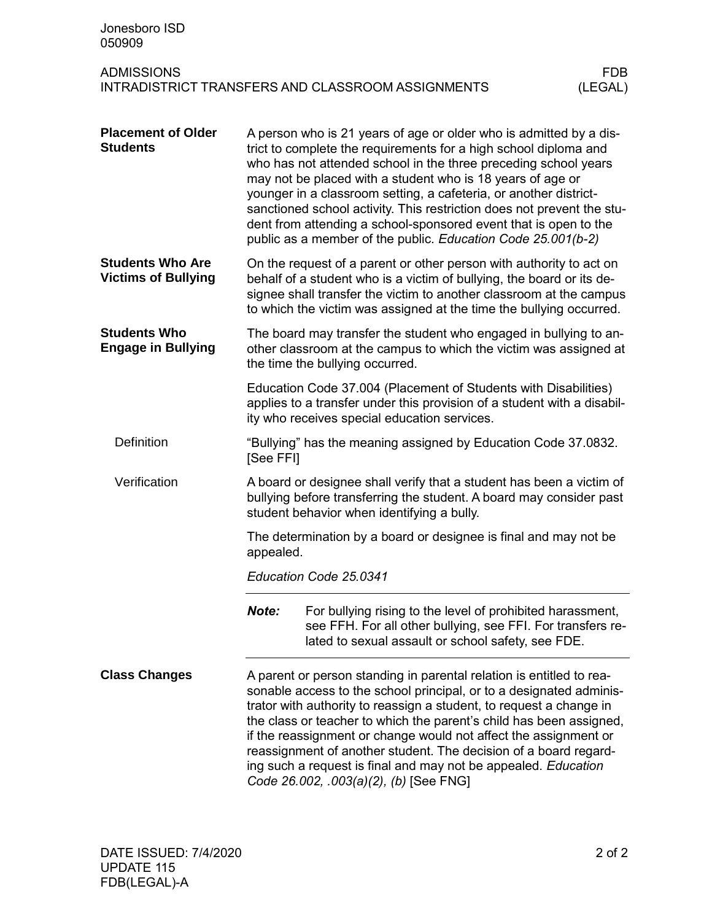## Placement of Older Students

A person who is 21 years of age or older who is admitted by a district to complete the requirements for a high school diploma and who has not attended school in the three preceding school years may not be placed with a student who is 18 years of age or younger in a classroom setting, a cafeteria, or another district-sanctioned school activity. This restriction does not prevent the student from attending a school-sponsored event that is open to the public as a member of the public. *Education Code 25.001(b-2)*

## Students Who Are Victims of Bullying

On the request of a parent or other person with authority to act on behalf of a student who is a victim of bullying, the board or its designee shall transfer the victim to another classroom at the campus to which the victim was assigned at the time the bullying occurred.

## Students Who Engage in Bullying

The board may transfer the student who engaged in bullying to another classroom at the campus to which the victim was assigned at the time the bullying occurred.

Education Code 37.004 (Placement of Students with Disabilities) applies to a transfer under this provision of a student with a disability who receives special education services.

### Definition

"Bullying" has the meaning assigned by Education Code 37.0832. [See FFI]

### Verification

A board or designee shall verify that a student has been a victim of bullying before transferring the student. A board may consider past student behavior when identifying a bully.

The determination by a board or designee is final and may not be appealed.

*Education Code 25.0341*

---

***Note:*** For bullying rising to the level of prohibited harassment, see FFH. For all other bullying, see FFI. For transfers related to sexual assault or school safety, see FDE.

---

## Class Changes

A parent or person standing in parental relation is entitled to reasonable access to the school principal, or to a designated administrator with authority to reassign a student, to request a change in the class or teacher to which the parent's child has been assigned, if the reassignment or change would not affect the assignment or reassignment of another student. The decision of a board regarding such a request is final and may not be appealed. *Education Code 26.002, .003(a)(2), (b)* [See FNG]